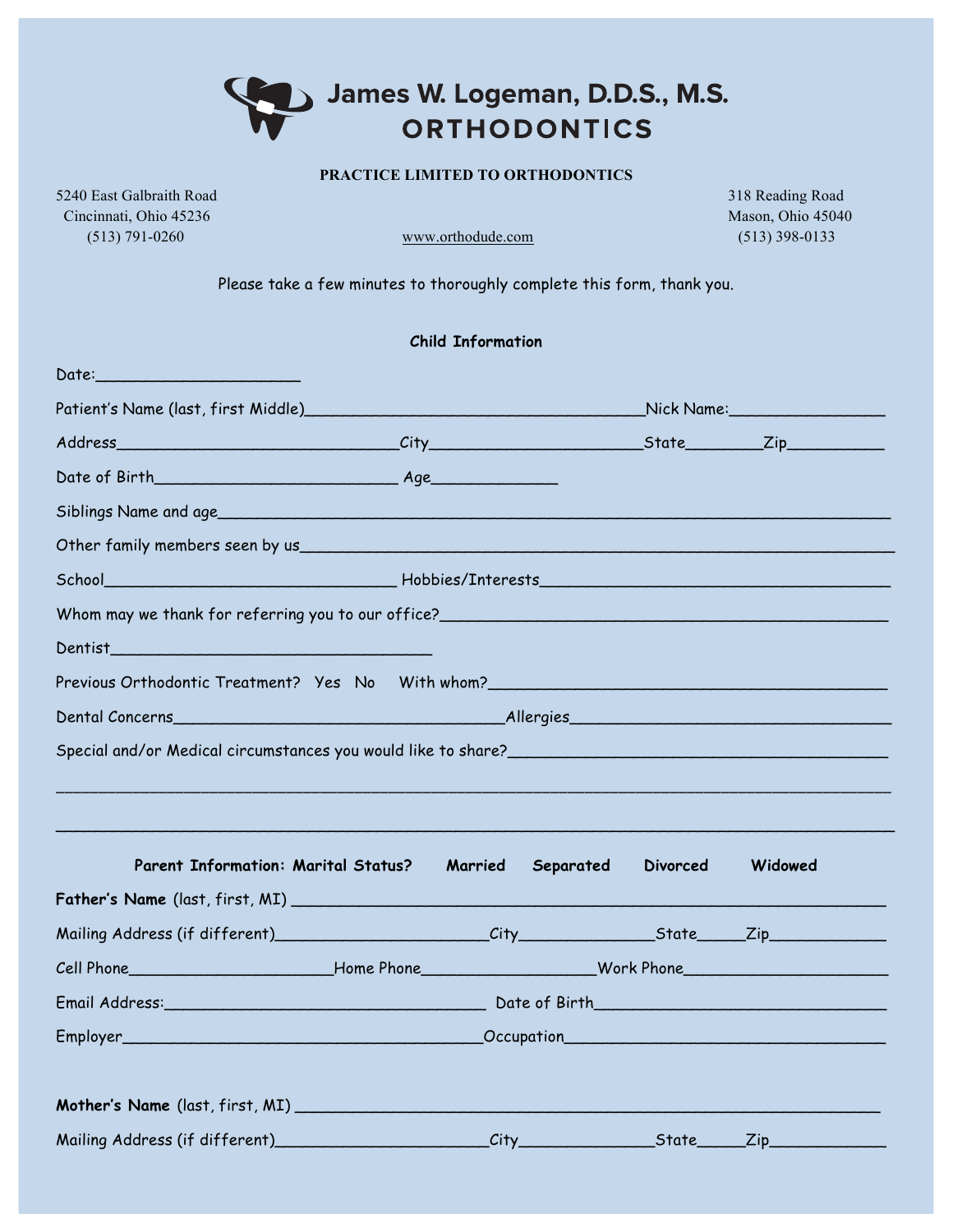# James W. Logeman, D.D.S., M.S.
## ORTHODONTICS

**PRACTICE LIMITED TO ORTHODONTICS**

5240 East Galbraith Road
Cincinnati, Ohio 45236
(513) 791-0260

www.orthodude.com

318 Reading Road
Mason, Ohio 45040
(513) 398-0133

Please take a few minutes to thoroughly complete this form, thank you.

### Child Information

Date:_____________________

Patient's Name (last, first Middle)___________________________________Nick Name:________________

Address_____________________________City______________________State________Zip__________

Date of Birth_________________________ Age_____________

Siblings Name and age___________________________________________________________________

Other family members seen by us___________________________________________________________

School______________________________ Hobbies/Interests___________________________________

Whom may we thank for referring you to our office?______________________________________________

Dentist__________________________________

Previous Orthodontic Treatment?   Yes   No   With whom?__________________________________________

Dental Concerns___________________________________Allergies_________________________________

Special and/or Medical circumstances you would like to share?_______________________________________

_____________________________________________________________________________________

_____________________________________________________________________________________

**Parent Information: Marital Status?   Married   Separated   Divorced   Widowed**

**Father's Name** (last, first, MI) ______________________________________________________________

Mailing Address (if different)______________________City______________State_____Zip____________

Cell Phone_____________________Home Phone__________________Work Phone______________________

Email Address:_________________________________ Date of Birth______________________________

Employer______________________________________Occupation_________________________________

**Mother's Name** (last, first, MI) ______________________________________________________________

Mailing Address (if different)______________________City______________State_____Zip____________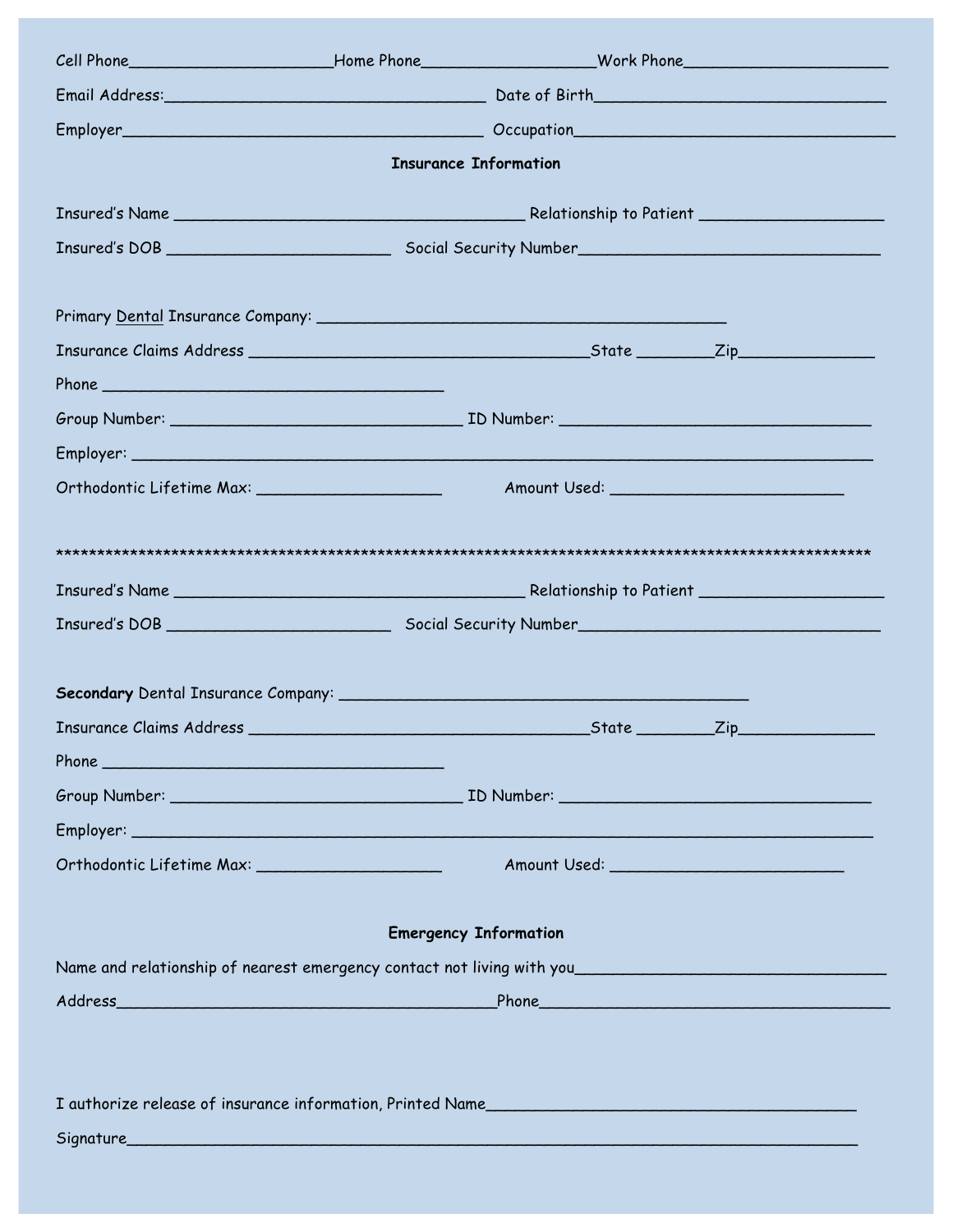Cell Phone______________________Home Phone__________________Work Phone______________________

Email Address:___________________________________ Date of Birth________________________________

Employer_______________________________________ Occupation___________________________________

**Insurance Information**

Insured's Name ______________________________________ Relationship to Patient ____________________

Insured's DOB ________________________ Social Security Number________________________________

Primary Dental Insurance Company: ____________________________________________

Insurance Claims Address _____________________________________State ________Zip______________

Phone _____________________________________

Group Number: ________________________________ ID Number: __________________________________

Employer: _________________________________________________________________________________

Orthodontic Lifetime Max: ____________________ Amount Used: _________________________

*************************************************************************************************

Insured's Name ______________________________________ Relationship to Patient ____________________

Insured's DOB ________________________ Social Security Number________________________________

**Secondary** Dental Insurance Company: ____________________________________________

Insurance Claims Address _____________________________________State ________Zip______________

Phone _____________________________________

Group Number: ________________________________ ID Number: __________________________________

Employer: _________________________________________________________________________________

Orthodontic Lifetime Max: ____________________ Amount Used: _________________________

**Emergency Information**

Name and relationship of nearest emergency contact not living with you_________________________________

Address_________________________________________Phone______________________________________

I authorize release of insurance information, Printed Name________________________________________

Signature_________________________________________________________________________________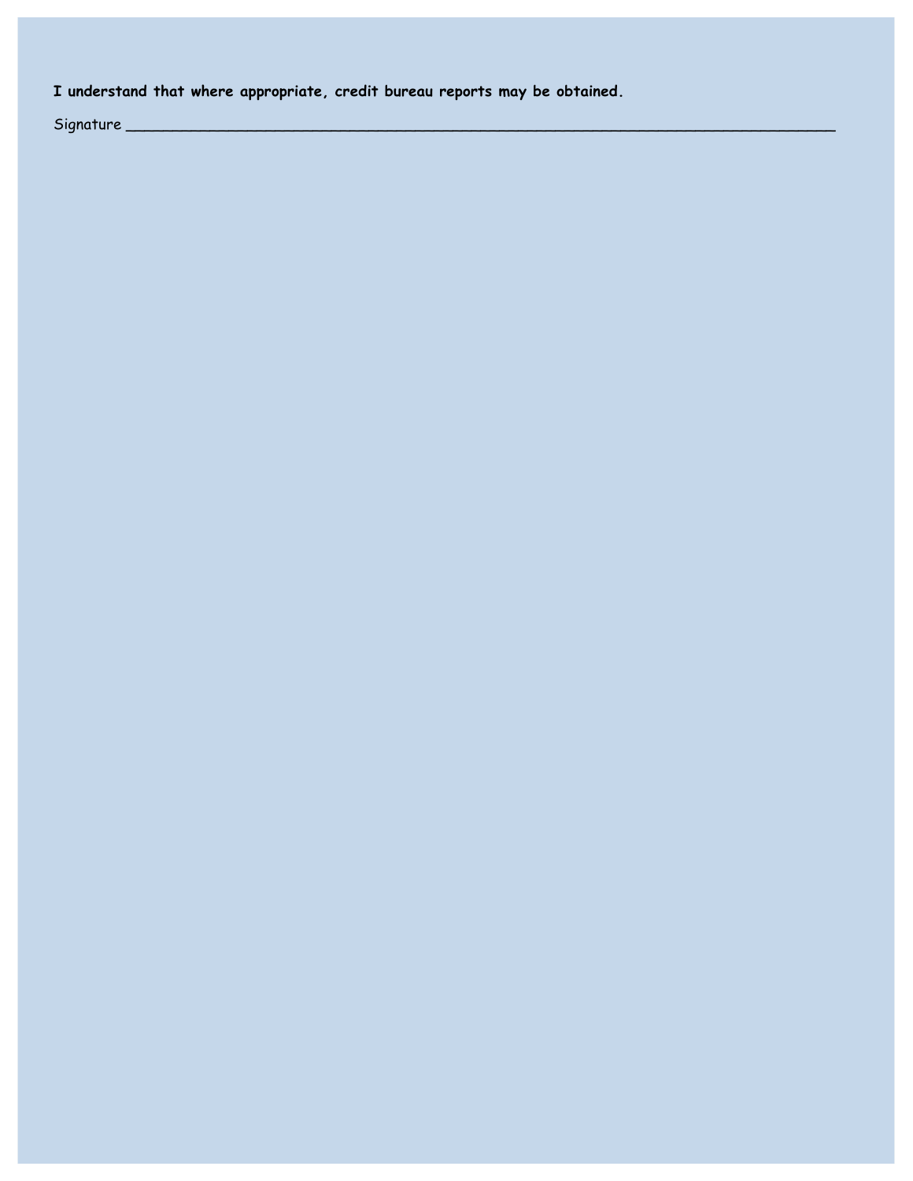**I understand that where appropriate, credit bureau reports may be obtained.**

Signature ___________________________________________________________________________